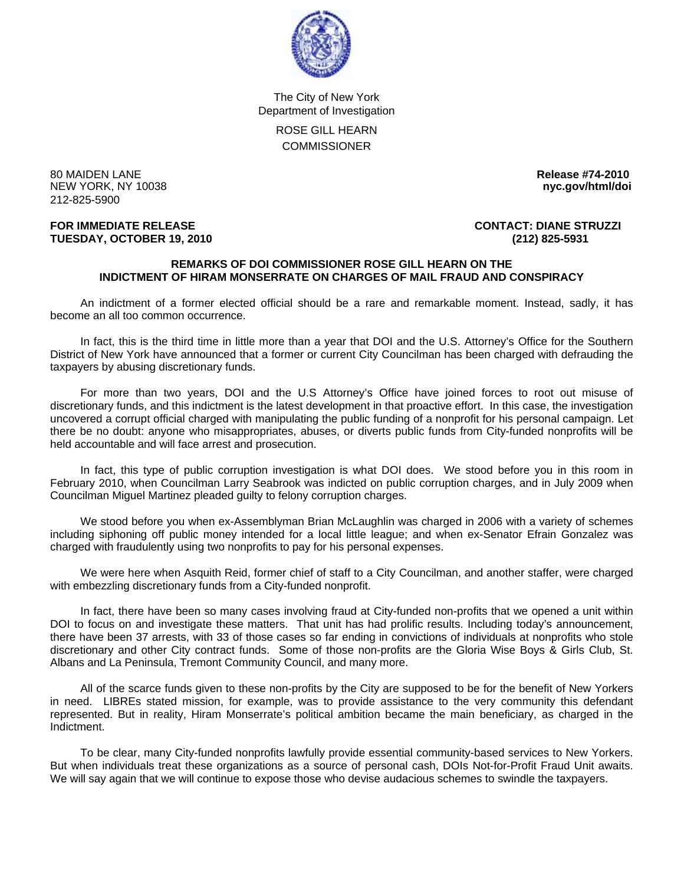The City of New York
Department of Investigation

ROSE GILL HEARN
COMMISSIONER

80 MAIDEN LANE
NEW YORK, NY 10038
212-825-5900

**Release #74-2010**
**nyc.gov/html/doi**

**FOR IMMEDIATE RELEASE**
**TUESDAY, OCTOBER 19, 2010**

**CONTACT: DIANE STRUZZI**
**(212) 825-5931**

**REMARKS OF DOI COMMISSIONER ROSE GILL HEARN ON THE INDICTMENT OF HIRAM MONSERRATE ON CHARGES OF MAIL FRAUD AND CONSPIRACY**

An indictment of a former elected official should be a rare and remarkable moment. Instead, sadly, it has become an all too common occurrence.

In fact, this is the third time in little more than a year that DOI and the U.S. Attorney's Office for the Southern District of New York have announced that a former or current City Councilman has been charged with defrauding the taxpayers by abusing discretionary funds.

For more than two years, DOI and the U.S Attorney's Office have joined forces to root out misuse of discretionary funds, and this indictment is the latest development in that proactive effort. In this case, the investigation uncovered a corrupt official charged with manipulating the public funding of a nonprofit for his personal campaign. Let there be no doubt: anyone who misappropriates, abuses, or diverts public funds from City-funded nonprofits will be held accountable and will face arrest and prosecution.

In fact, this type of public corruption investigation is what DOI does. We stood before you in this room in February 2010, when Councilman Larry Seabrook was indicted on public corruption charges, and in July 2009 when Councilman Miguel Martinez pleaded guilty to felony corruption charges.

We stood before you when ex-Assemblyman Brian McLaughlin was charged in 2006 with a variety of schemes including siphoning off public money intended for a local little league; and when ex-Senator Efrain Gonzalez was charged with fraudulently using two nonprofits to pay for his personal expenses.

We were here when Asquith Reid, former chief of staff to a City Councilman, and another staffer, were charged with embezzling discretionary funds from a City-funded nonprofit.

In fact, there have been so many cases involving fraud at City-funded non-profits that we opened a unit within DOI to focus on and investigate these matters. That unit has had prolific results. Including today's announcement, there have been 37 arrests, with 33 of those cases so far ending in convictions of individuals at nonprofits who stole discretionary and other City contract funds. Some of those non-profits are the Gloria Wise Boys & Girls Club, St. Albans and La Peninsula, Tremont Community Council, and many more.

All of the scarce funds given to these non-profits by the City are supposed to be for the benefit of New Yorkers in need. LIBREs stated mission, for example, was to provide assistance to the very community this defendant represented. But in reality, Hiram Monserrate's political ambition became the main beneficiary, as charged in the Indictment.

To be clear, many City-funded nonprofits lawfully provide essential community-based services to New Yorkers. But when individuals treat these organizations as a source of personal cash, DOIs Not-for-Profit Fraud Unit awaits. We will say again that we will continue to expose those who devise audacious schemes to swindle the taxpayers.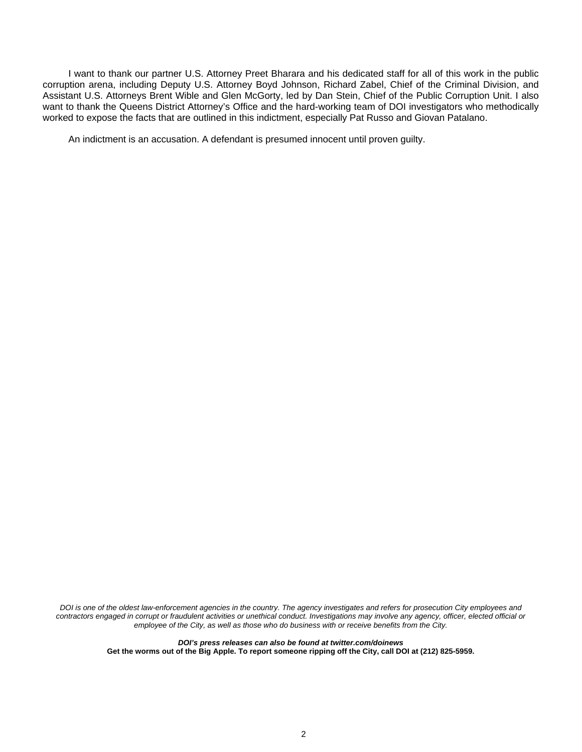I want to thank our partner U.S. Attorney Preet Bharara and his dedicated staff for all of this work in the public corruption arena, including Deputy U.S. Attorney Boyd Johnson, Richard Zabel, Chief of the Criminal Division, and Assistant U.S. Attorneys Brent Wible and Glen McGorty, led by Dan Stein, Chief of the Public Corruption Unit. I also want to thank the Queens District Attorney's Office and the hard-working team of DOI investigators who methodically worked to expose the facts that are outlined in this indictment, especially Pat Russo and Giovan Patalano.

An indictment is an accusation. A defendant is presumed innocent until proven guilty.

*DOI is one of the oldest law-enforcement agencies in the country. The agency investigates and refers for prosecution City employees and contractors engaged in corrupt or fraudulent activities or unethical conduct. Investigations may involve any agency, officer, elected official or employee of the City, as well as those who do business with or receive benefits from the City.*

***DOI's press releases can also be found at twitter.com/doinews***
**Get the worms out of the Big Apple. To report someone ripping off the City, call DOI at (212) 825-5959.**